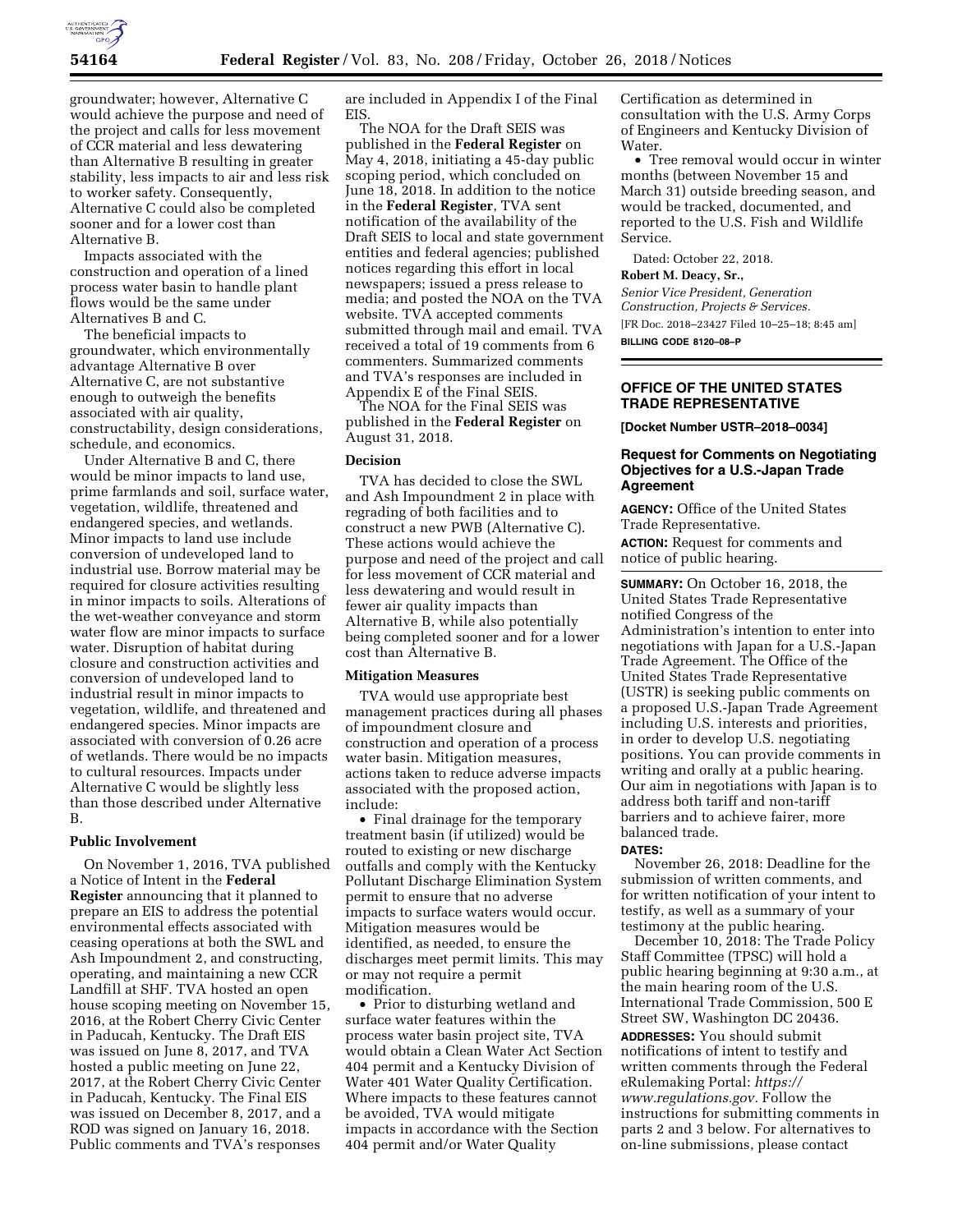groundwater; however, Alternative C would achieve the purpose and need of the project and calls for less movement of CCR material and less dewatering than Alternative B resulting in greater stability, less impacts to air and less risk to worker safety. Consequently, Alternative C could also be completed sooner and for a lower cost than Alternative B.

Impacts associated with the construction and operation of a lined process water basin to handle plant flows would be the same under Alternatives B and C.

The beneficial impacts to groundwater, which environmentally advantage Alternative B over Alternative C, are not substantive enough to outweigh the benefits associated with air quality, constructability, design considerations, schedule, and economics.

Under Alternative B and C, there would be minor impacts to land use, prime farmlands and soil, surface water, vegetation, wildlife, threatened and endangered species, and wetlands. Minor impacts to land use include conversion of undeveloped land to industrial use. Borrow material may be required for closure activities resulting in minor impacts to soils. Alterations of the wet-weather conveyance and storm water flow are minor impacts to surface water. Disruption of habitat during closure and construction activities and conversion of undeveloped land to industrial result in minor impacts to vegetation, wildlife, and threatened and endangered species. Minor impacts are associated with conversion of 0.26 acre of wetlands. There would be no impacts to cultural resources. Impacts under Alternative C would be slightly less than those described under Alternative B.

**Public Involvement**

On November 1, 2016, TVA published a Notice of Intent in the **Federal Register** announcing that it planned to prepare an EIS to address the potential environmental effects associated with ceasing operations at both the SWL and Ash Impoundment 2, and constructing, operating, and maintaining a new CCR Landfill at SHF. TVA hosted an open house scoping meeting on November 15, 2016, at the Robert Cherry Civic Center in Paducah, Kentucky. The Draft EIS was issued on June 8, 2017, and TVA hosted a public meeting on June 22, 2017, at the Robert Cherry Civic Center in Paducah, Kentucky. The Final EIS was issued on December 8, 2017, and a ROD was signed on January 16, 2018. Public comments and TVA's responses are included in Appendix I of the Final EIS.

The NOA for the Draft SEIS was published in the **Federal Register** on May 4, 2018, initiating a 45-day public scoping period, which concluded on June 18, 2018. In addition to the notice in the **Federal Register**, TVA sent notification of the availability of the Draft SEIS to local and state government entities and federal agencies; published notices regarding this effort in local newspapers; issued a press release to media; and posted the NOA on the TVA website. TVA accepted comments submitted through mail and email. TVA received a total of 19 comments from 6 commenters. Summarized comments and TVA's responses are included in Appendix E of the Final SEIS.

The NOA for the Final SEIS was published in the **Federal Register** on August 31, 2018.

**Decision**

TVA has decided to close the SWL and Ash Impoundment 2 in place with regrading of both facilities and to construct a new PWB (Alternative C). These actions would achieve the purpose and need of the project and call for less movement of CCR material and less dewatering and would result in fewer air quality impacts than Alternative B, while also potentially being completed sooner and for a lower cost than Alternative B.

**Mitigation Measures**

TVA would use appropriate best management practices during all phases of impoundment closure and construction and operation of a process water basin. Mitigation measures, actions taken to reduce adverse impacts associated with the proposed action, include:

- Final drainage for the temporary treatment basin (if utilized) would be routed to existing or new discharge outfalls and comply with the Kentucky Pollutant Discharge Elimination System permit to ensure that no adverse impacts to surface waters would occur. Mitigation measures would be identified, as needed, to ensure the discharges meet permit limits. This may or may not require a permit modification.
- Prior to disturbing wetland and surface water features within the process water basin project site, TVA would obtain a Clean Water Act Section 404 permit and a Kentucky Division of Water 401 Water Quality Certification. Where impacts to these features cannot be avoided, TVA would mitigate impacts in accordance with the Section 404 permit and/or Water Quality Certification as determined in consultation with the U.S. Army Corps of Engineers and Kentucky Division of Water.
- Tree removal would occur in winter months (between November 15 and March 31) outside breeding season, and would be tracked, documented, and reported to the U.S. Fish and Wildlife Service.

Dated: October 22, 2018.

**Robert M. Deacy, Sr.,**

*Senior Vice President, Generation Construction, Projects & Services.*

[FR Doc. 2018–23427 Filed 10–25–18; 8:45 am]

**BILLING CODE 8120–08–P**

## OFFICE OF THE UNITED STATES TRADE REPRESENTATIVE

**[Docket Number USTR–2018–0034]**

### Request for Comments on Negotiating Objectives for a U.S.-Japan Trade Agreement

**AGENCY:** Office of the United States Trade Representative.

**ACTION:** Request for comments and notice of public hearing.

**SUMMARY:** On October 16, 2018, the United States Trade Representative notified Congress of the Administration's intention to enter into negotiations with Japan for a U.S.-Japan Trade Agreement. The Office of the United States Trade Representative (USTR) is seeking public comments on a proposed U.S.-Japan Trade Agreement including U.S. interests and priorities, in order to develop U.S. negotiating positions. You can provide comments in writing and orally at a public hearing. Our aim in negotiations with Japan is to address both tariff and non-tariff barriers and to achieve fairer, more balanced trade.

**DATES:**

November 26, 2018: Deadline for the submission of written comments, and for written notification of your intent to testify, as well as a summary of your testimony at the public hearing.

December 10, 2018: The Trade Policy Staff Committee (TPSC) will hold a public hearing beginning at 9:30 a.m., at the main hearing room of the U.S. International Trade Commission, 500 E Street SW, Washington DC 20436.

**ADDRESSES:** You should submit notifications of intent to testify and written comments through the Federal eRulemaking Portal: *https://www.regulations.gov.* Follow the instructions for submitting comments in parts 2 and 3 below. For alternatives to on-line submissions, please contact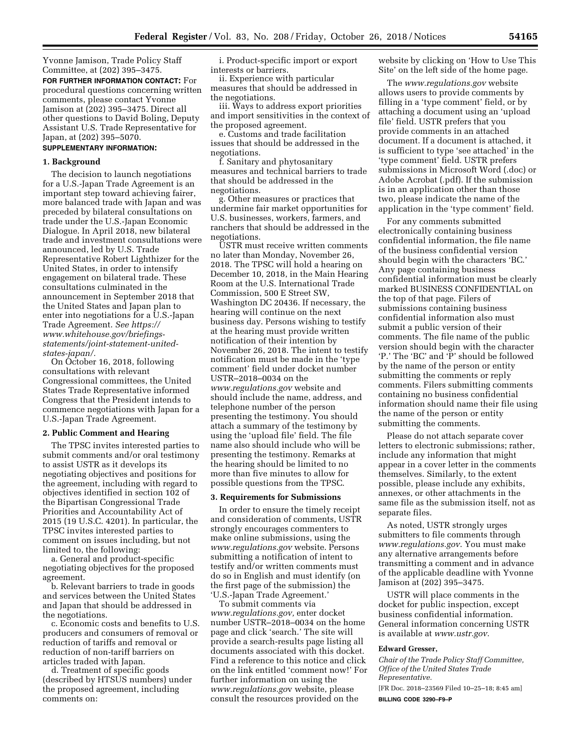Yvonne Jamison, Trade Policy Staff Committee, at (202) 395–3475.

**FOR FURTHER INFORMATION CONTACT:** For procedural questions concerning written comments, please contact Yvonne Jamison at (202) 395–3475. Direct all other questions to David Boling, Deputy Assistant U.S. Trade Representative for Japan, at (202) 395–5070.

**SUPPLEMENTARY INFORMATION:**

**1. Background**

The decision to launch negotiations for a U.S.-Japan Trade Agreement is an important step toward achieving fairer, more balanced trade with Japan and was preceded by bilateral consultations on trade under the U.S.-Japan Economic Dialogue. In April 2018, new bilateral trade and investment consultations were announced, led by U.S. Trade Representative Robert Lighthizer for the United States, in order to intensify engagement on bilateral trade. These consultations culminated in the announcement in September 2018 that the United States and Japan plan to enter into negotiations for a U.S.-Japan Trade Agreement. *See https://www.whitehouse.gov/briefings-statements/joint-statement-united-states-japan/.*

On October 16, 2018, following consultations with relevant Congressional committees, the United States Trade Representative informed Congress that the President intends to commence negotiations with Japan for a U.S.-Japan Trade Agreement.

**2. Public Comment and Hearing**

The TPSC invites interested parties to submit comments and/or oral testimony to assist USTR as it develops its negotiating objectives and positions for the agreement, including with regard to objectives identified in section 102 of the Bipartisan Congressional Trade Priorities and Accountability Act of 2015 (19 U.S.C. 4201). In particular, the TPSC invites interested parties to comment on issues including, but not limited to, the following:

a. General and product-specific negotiating objectives for the proposed agreement.

b. Relevant barriers to trade in goods and services between the United States and Japan that should be addressed in the negotiations.

c. Economic costs and benefits to U.S. producers and consumers of removal or reduction of tariffs and removal or reduction of non-tariff barriers on articles traded with Japan.

d. Treatment of specific goods (described by HTSUS numbers) under the proposed agreement, including comments on:

i. Product-specific import or export interests or barriers.

ii. Experience with particular measures that should be addressed in the negotiations.

iii. Ways to address export priorities and import sensitivities in the context of the proposed agreement.

e. Customs and trade facilitation issues that should be addressed in the negotiations.

f. Sanitary and phytosanitary measures and technical barriers to trade that should be addressed in the negotiations.

g. Other measures or practices that undermine fair market opportunities for U.S. businesses, workers, farmers, and ranchers that should be addressed in the negotiations.

USTR must receive written comments no later than Monday, November 26, 2018. The TPSC will hold a hearing on December 10, 2018, in the Main Hearing Room at the U.S. International Trade Commission, 500 E Street SW, Washington DC 20436. If necessary, the hearing will continue on the next business day. Persons wishing to testify at the hearing must provide written notification of their intention by November 26, 2018. The intent to testify notification must be made in the 'type comment' field under docket number USTR–2018–0034 on the *www.regulations.gov* website and should include the name, address, and telephone number of the person presenting the testimony. You should attach a summary of the testimony by using the 'upload file' field. The file name also should include who will be presenting the testimony. Remarks at the hearing should be limited to no more than five minutes to allow for possible questions from the TPSC.

**3. Requirements for Submissions**

In order to ensure the timely receipt and consideration of comments, USTR strongly encourages commenters to make online submissions, using the *www.regulations.gov* website. Persons submitting a notification of intent to testify and/or written comments must do so in English and must identify (on the first page of the submission) the 'U.S.-Japan Trade Agreement.'

To submit comments via *www.regulations.gov,* enter docket number USTR–2018–0034 on the home page and click 'search.' The site will provide a search-results page listing all documents associated with this docket. Find a reference to this notice and click on the link entitled 'comment now!' For further information on using the *www.regulations.gov* website, please consult the resources provided on the website by clicking on 'How to Use This Site' on the left side of the home page.

The *www.regulations.gov* website allows users to provide comments by filling in a 'type comment' field, or by attaching a document using an 'upload file' field. USTR prefers that you provide comments in an attached document. If a document is attached, it is sufficient to type 'see attached' in the 'type comment' field. USTR prefers submissions in Microsoft Word (.doc) or Adobe Acrobat (.pdf). If the submission is in an application other than those two, please indicate the name of the application in the 'type comment' field.

For any comments submitted electronically containing business confidential information, the file name of the business confidential version should begin with the characters 'BC.' Any page containing business confidential information must be clearly marked BUSINESS CONFIDENTIAL on the top of that page. Filers of submissions containing business confidential information also must submit a public version of their comments. The file name of the public version should begin with the character 'P.' The 'BC' and 'P' should be followed by the name of the person or entity submitting the comments or reply comments. Filers submitting comments containing no business confidential information should name their file using the name of the person or entity submitting the comments.

Please do not attach separate cover letters to electronic submissions; rather, include any information that might appear in a cover letter in the comments themselves. Similarly, to the extent possible, please include any exhibits, annexes, or other attachments in the same file as the submission itself, not as separate files.

As noted, USTR strongly urges submitters to file comments through *www.regulations.gov*. You must make any alternative arrangements before transmitting a comment and in advance of the applicable deadline with Yvonne Jamison at (202) 395–3475.

USTR will place comments in the docket for public inspection, except business confidential information. General information concerning USTR is available at *www.ustr.gov.*

**Edward Gresser,**

*Chair of the Trade Policy Staff Committee, Office of the United States Trade Representative.*

[FR Doc. 2018–23569 Filed 10–25–18; 8:45 am]

**BILLING CODE 3290–F9–P**